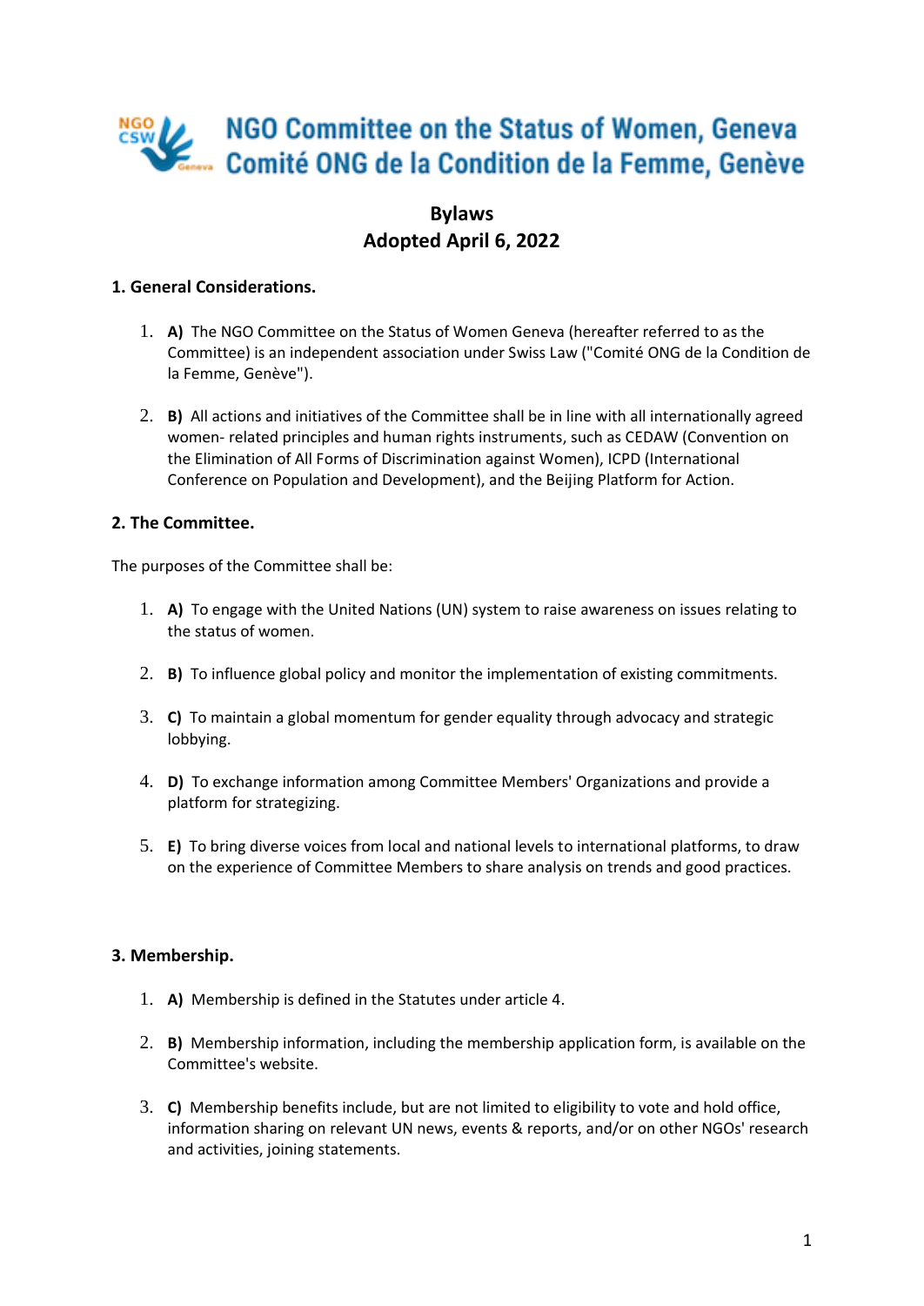# NGO Committee on the Status of Women, Geneva
# Comité ONG de la Condition de la Femme, Genève

## Bylaws
## Adopted April 6, 2022

### 1. General Considerations.

1. **A)** The NGO Committee on the Status of Women Geneva (hereafter referred to as the Committee) is an independent association under Swiss Law ("Comité ONG de la Condition de la Femme, Genève").

2. **B)** All actions and initiatives of the Committee shall be in line with all internationally agreed women- related principles and human rights instruments, such as CEDAW (Convention on the Elimination of All Forms of Discrimination against Women), ICPD (International Conference on Population and Development), and the Beijing Platform for Action.

### 2. The Committee.

The purposes of the Committee shall be:

1. **A)** To engage with the United Nations (UN) system to raise awareness on issues relating to the status of women.

2. **B)** To influence global policy and monitor the implementation of existing commitments.

3. **C)** To maintain a global momentum for gender equality through advocacy and strategic lobbying.

4. **D)** To exchange information among Committee Members' Organizations and provide a platform for strategizing.

5. **E)** To bring diverse voices from local and national levels to international platforms, to draw on the experience of Committee Members to share analysis on trends and good practices.

### 3. Membership.

1. **A)** Membership is defined in the Statutes under article 4.

2. **B)** Membership information, including the membership application form, is available on the Committee's website.

3. **C)** Membership benefits include, but are not limited to eligibility to vote and hold office, information sharing on relevant UN news, events & reports, and/or on other NGOs' research and activities, joining statements.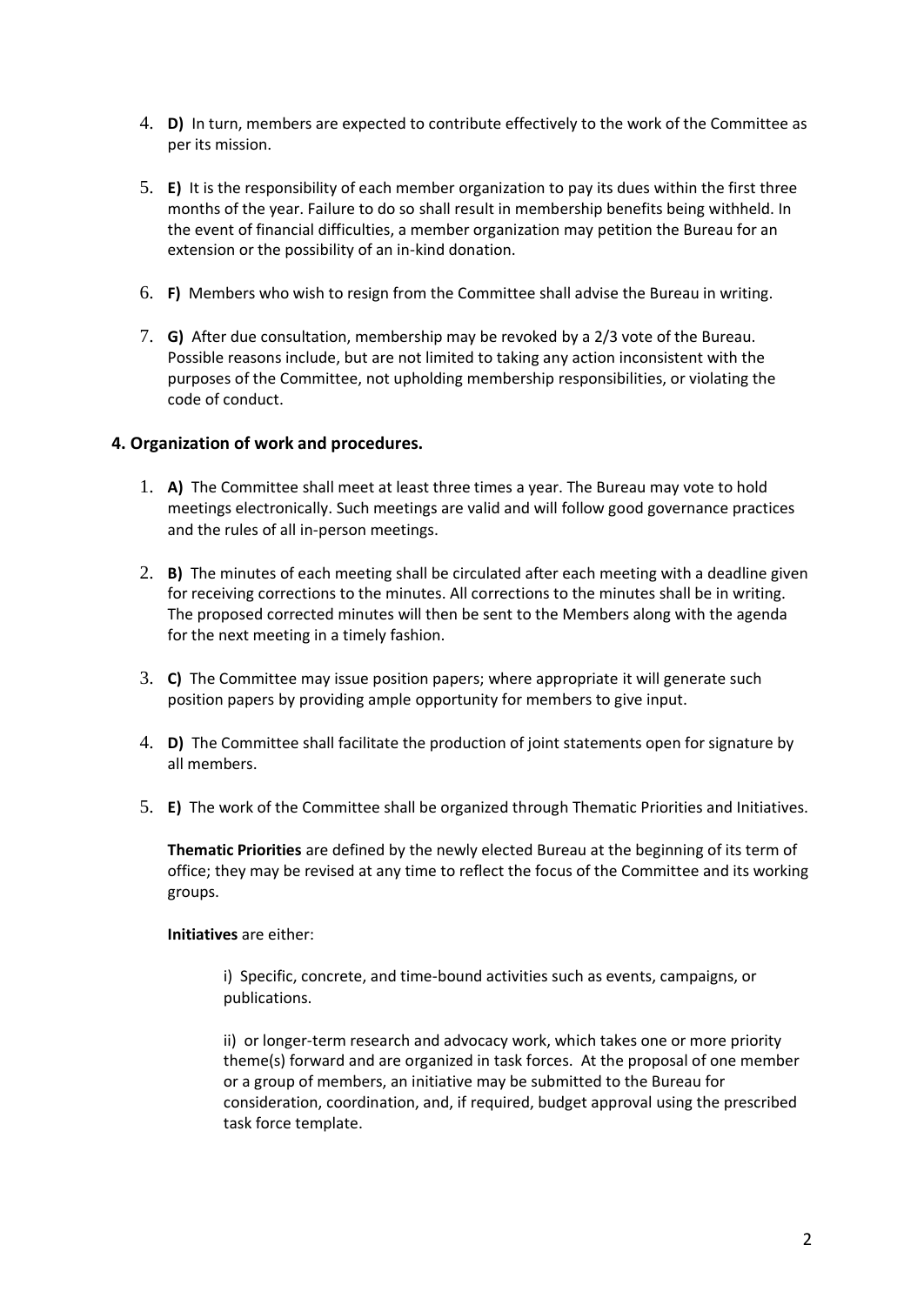4. **D)** In turn, members are expected to contribute effectively to the work of the Committee as per its mission.

5. **E)** It is the responsibility of each member organization to pay its dues within the first three months of the year. Failure to do so shall result in membership benefits being withheld. In the event of financial difficulties, a member organization may petition the Bureau for an extension or the possibility of an in-kind donation.

6. **F)** Members who wish to resign from the Committee shall advise the Bureau in writing.

7. **G)** After due consultation, membership may be revoked by a 2/3 vote of the Bureau. Possible reasons include, but are not limited to taking any action inconsistent with the purposes of the Committee, not upholding membership responsibilities, or violating the code of conduct.

### 4. Organization of work and procedures.

1. **A)** The Committee shall meet at least three times a year. The Bureau may vote to hold meetings electronically. Such meetings are valid and will follow good governance practices and the rules of all in-person meetings.

2. **B)** The minutes of each meeting shall be circulated after each meeting with a deadline given for receiving corrections to the minutes. All corrections to the minutes shall be in writing. The proposed corrected minutes will then be sent to the Members along with the agenda for the next meeting in a timely fashion.

3. **C)** The Committee may issue position papers; where appropriate it will generate such position papers by providing ample opportunity for members to give input.

4. **D)** The Committee shall facilitate the production of joint statements open for signature by all members.

5. **E)** The work of the Committee shall be organized through Thematic Priorities and Initiatives.

   **Thematic Priorities** are defined by the newly elected Bureau at the beginning of its term of office; they may be revised at any time to reflect the focus of the Committee and its working groups.

   **Initiatives** are either:

   i) Specific, concrete, and time-bound activities such as events, campaigns, or publications.

   ii) or longer-term research and advocacy work, which takes one or more priority theme(s) forward and are organized in task forces. At the proposal of one member or a group of members, an initiative may be submitted to the Bureau for consideration, coordination, and, if required, budget approval using the prescribed task force template.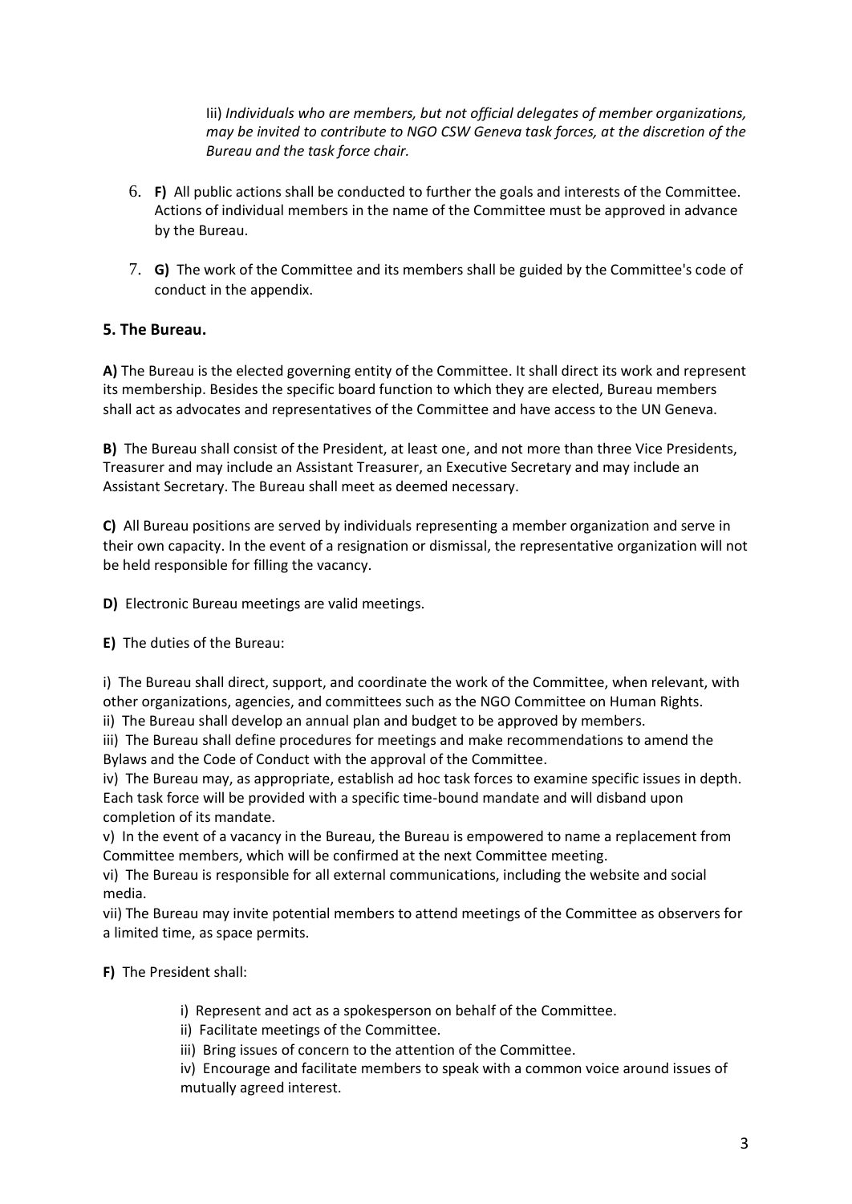Iii) *Individuals who are members, but not official delegates of member organizations, may be invited to contribute to NGO CSW Geneva task forces, at the discretion of the Bureau and the task force chair.*

6. **F)** All public actions shall be conducted to further the goals and interests of the Committee. Actions of individual members in the name of the Committee must be approved in advance by the Bureau.

7. **G)** The work of the Committee and its members shall be guided by the Committee's code of conduct in the appendix.

## 5. The Bureau.

**A)** The Bureau is the elected governing entity of the Committee. It shall direct its work and represent its membership. Besides the specific board function to which they are elected, Bureau members shall act as advocates and representatives of the Committee and have access to the UN Geneva.

**B)** The Bureau shall consist of the President, at least one, and not more than three Vice Presidents, Treasurer and may include an Assistant Treasurer, an Executive Secretary and may include an Assistant Secretary. The Bureau shall meet as deemed necessary.

**C)** All Bureau positions are served by individuals representing a member organization and serve in their own capacity. In the event of a resignation or dismissal, the representative organization will not be held responsible for filling the vacancy.

**D)** Electronic Bureau meetings are valid meetings.

**E)** The duties of the Bureau:

i) The Bureau shall direct, support, and coordinate the work of the Committee, when relevant, with other organizations, agencies, and committees such as the NGO Committee on Human Rights.
ii) The Bureau shall develop an annual plan and budget to be approved by members.
iii) The Bureau shall define procedures for meetings and make recommendations to amend the Bylaws and the Code of Conduct with the approval of the Committee.
iv) The Bureau may, as appropriate, establish ad hoc task forces to examine specific issues in depth. Each task force will be provided with a specific time-bound mandate and will disband upon completion of its mandate.
v) In the event of a vacancy in the Bureau, the Bureau is empowered to name a replacement from Committee members, which will be confirmed at the next Committee meeting.
vi) The Bureau is responsible for all external communications, including the website and social media.
vii) The Bureau may invite potential members to attend meetings of the Committee as observers for a limited time, as space permits.

**F)** The President shall:

i) Represent and act as a spokesperson on behalf of the Committee.
ii) Facilitate meetings of the Committee.
iii) Bring issues of concern to the attention of the Committee.
iv) Encourage and facilitate members to speak with a common voice around issues of mutually agreed interest.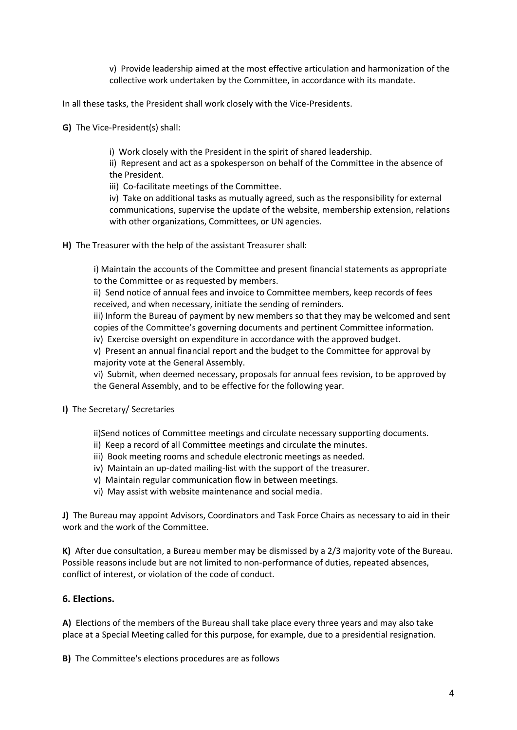v) Provide leadership aimed at the most effective articulation and harmonization of the collective work undertaken by the Committee, in accordance with its mandate.

In all these tasks, the President shall work closely with the Vice-Presidents.

**G)** The Vice-President(s) shall:

i) Work closely with the President in the spirit of shared leadership.
ii) Represent and act as a spokesperson on behalf of the Committee in the absence of the President.
iii) Co-facilitate meetings of the Committee.
iv) Take on additional tasks as mutually agreed, such as the responsibility for external communications, supervise the update of the website, membership extension, relations with other organizations, Committees, or UN agencies.

**H)** The Treasurer with the help of the assistant Treasurer shall:

i) Maintain the accounts of the Committee and present financial statements as appropriate to the Committee or as requested by members.
ii) Send notice of annual fees and invoice to Committee members, keep records of fees received, and when necessary, initiate the sending of reminders.
iii) Inform the Bureau of payment by new members so that they may be welcomed and sent copies of the Committee's governing documents and pertinent Committee information.
iv) Exercise oversight on expenditure in accordance with the approved budget.
v) Present an annual financial report and the budget to the Committee for approval by majority vote at the General Assembly.
vi) Submit, when deemed necessary, proposals for annual fees revision, to be approved by the General Assembly, and to be effective for the following year.

**I)** The Secretary/ Secretaries

ii)Send notices of Committee meetings and circulate necessary supporting documents.
ii) Keep a record of all Committee meetings and circulate the minutes.
iii) Book meeting rooms and schedule electronic meetings as needed.
iv) Maintain an up-dated mailing-list with the support of the treasurer.
v) Maintain regular communication flow in between meetings.
vi) May assist with website maintenance and social media.

**J)** The Bureau may appoint Advisors, Coordinators and Task Force Chairs as necessary to aid in their work and the work of the Committee.

**K)** After due consultation, a Bureau member may be dismissed by a 2/3 majority vote of the Bureau. Possible reasons include but are not limited to non-performance of duties, repeated absences, conflict of interest, or violation of the code of conduct.

## 6. Elections.

**A)** Elections of the members of the Bureau shall take place every three years and may also take place at a Special Meeting called for this purpose, for example, due to a presidential resignation.

**B)** The Committee's elections procedures are as follows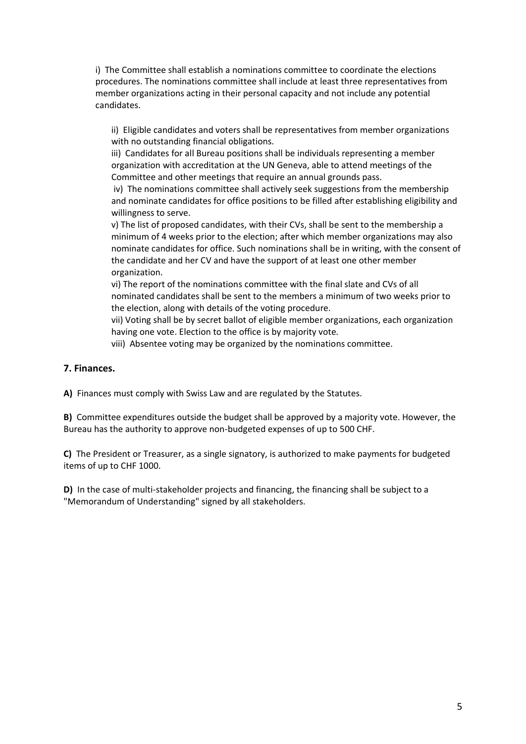i) The Committee shall establish a nominations committee to coordinate the elections procedures. The nominations committee shall include at least three representatives from member organizations acting in their personal capacity and not include any potential candidates.

ii) Eligible candidates and voters shall be representatives from member organizations with no outstanding financial obligations.

iii) Candidates for all Bureau positions shall be individuals representing a member organization with accreditation at the UN Geneva, able to attend meetings of the Committee and other meetings that require an annual grounds pass.

iv) The nominations committee shall actively seek suggestions from the membership and nominate candidates for office positions to be filled after establishing eligibility and willingness to serve.

v) The list of proposed candidates, with their CVs, shall be sent to the membership a minimum of 4 weeks prior to the election; after which member organizations may also nominate candidates for office. Such nominations shall be in writing, with the consent of the candidate and her CV and have the support of at least one other member organization.

vi) The report of the nominations committee with the final slate and CVs of all nominated candidates shall be sent to the members a minimum of two weeks prior to the election, along with details of the voting procedure.

vii) Voting shall be by secret ballot of eligible member organizations, each organization having one vote. Election to the office is by majority vote.

viii) Absentee voting may be organized by the nominations committee.

### 7. Finances.

**A)** Finances must comply with Swiss Law and are regulated by the Statutes.

**B)** Committee expenditures outside the budget shall be approved by a majority vote. However, the Bureau has the authority to approve non-budgeted expenses of up to 500 CHF.

**C)** The President or Treasurer, as a single signatory, is authorized to make payments for budgeted items of up to CHF 1000.

**D)** In the case of multi-stakeholder projects and financing, the financing shall be subject to a "Memorandum of Understanding" signed by all stakeholders.